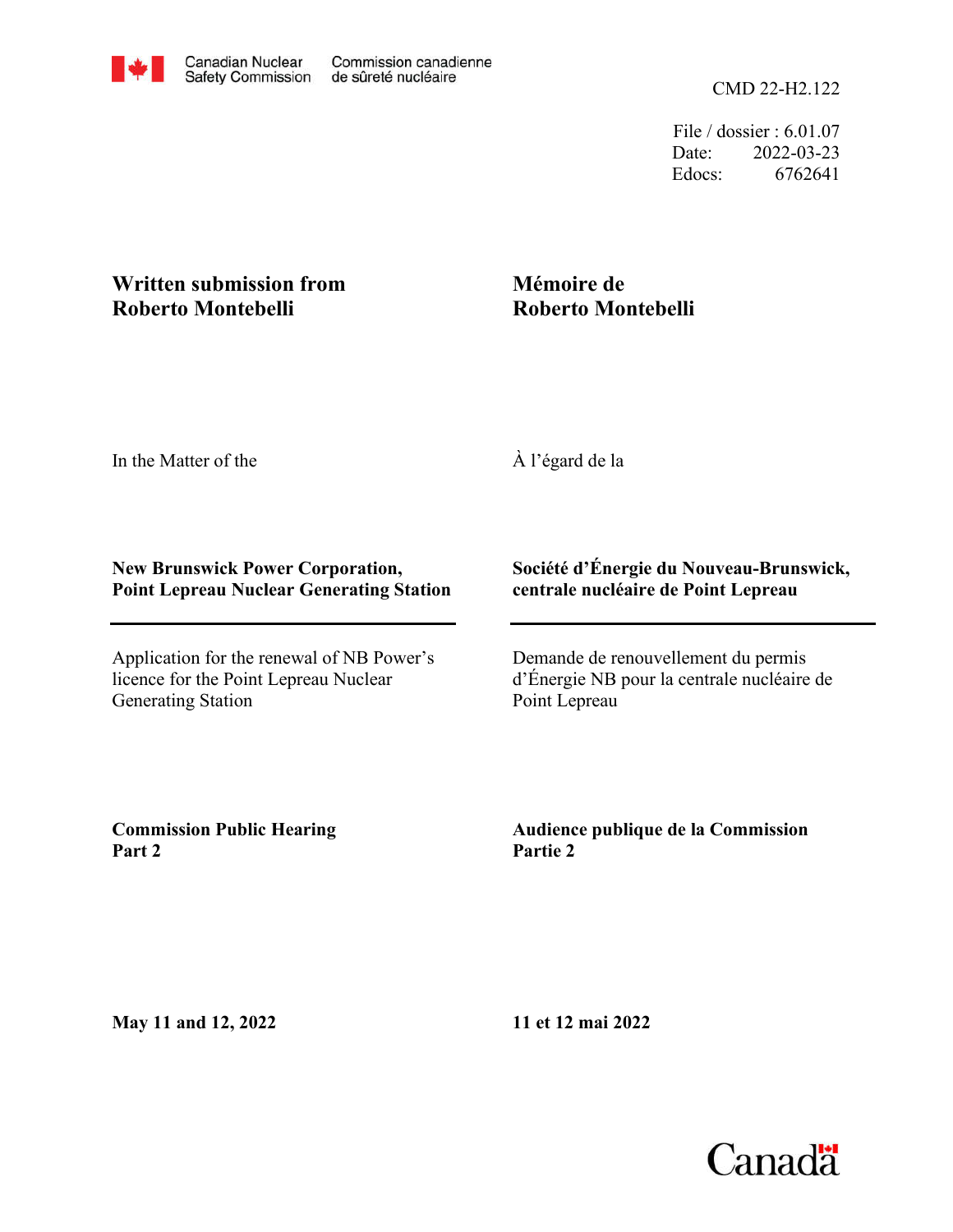Canadian Nuclear Safety Commission | Commission canadienne de sûreté nucléaire

CMD 22-H2.122

File / dossier : 6.01.07
Date: 2022-03-23
Edocs: 6762641

**Written submission from Roberto Montebelli**

**Mémoire de Roberto Montebelli**

In the Matter of the

À l'égard de la

**New Brunswick Power Corporation, Point Lepreau Nuclear Generating Station**

**Société d'Énergie du Nouveau-Brunswick, centrale nucléaire de Point Lepreau**

Application for the renewal of NB Power's licence for the Point Lepreau Nuclear Generating Station

Demande de renouvellement du permis d'Énergie NB pour la centrale nucléaire de Point Lepreau

**Commission Public Hearing Part 2**

**Audience publique de la Commission Partie 2**

**May 11 and 12, 2022**

**11 et 12 mai 2022**

Canada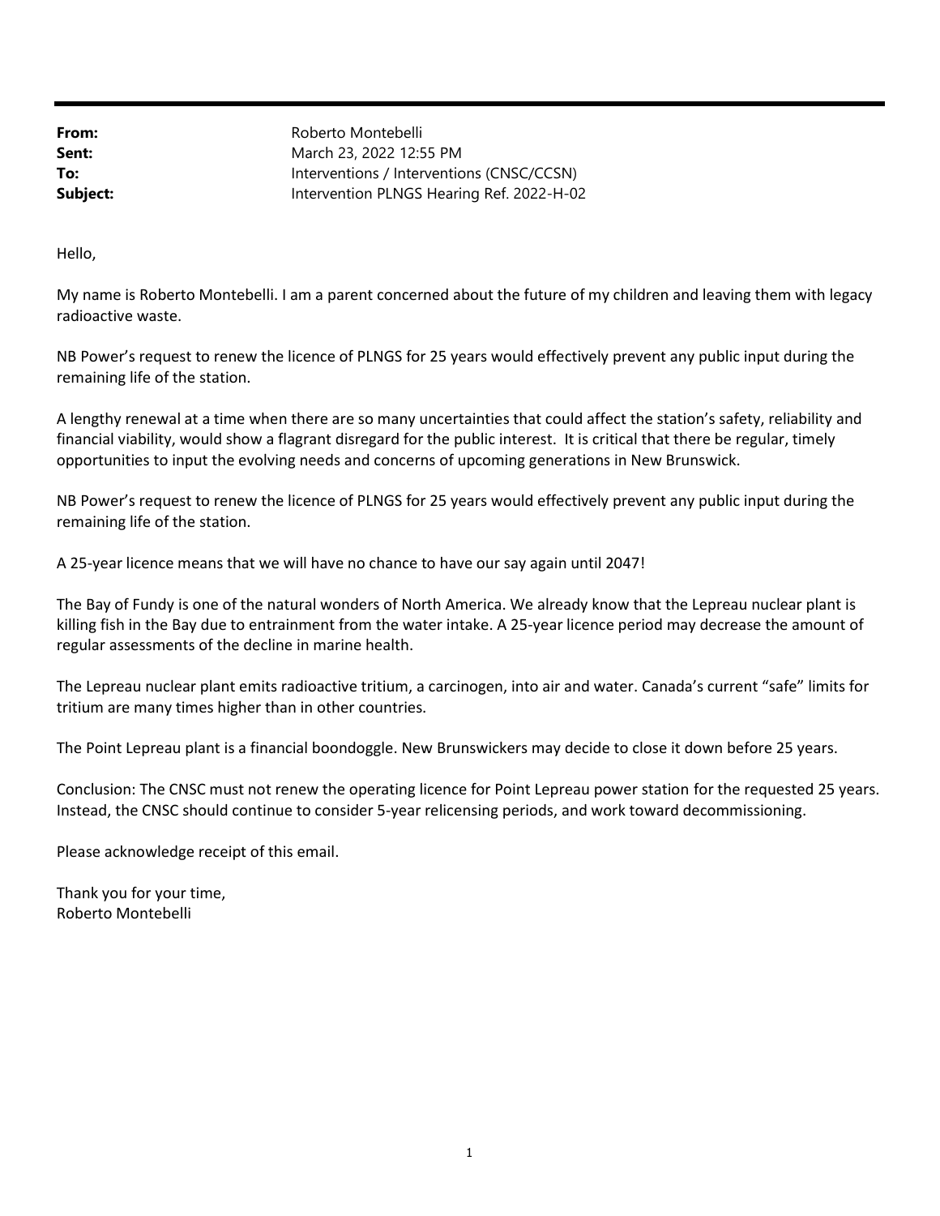**From:** Roberto Montebelli
**Sent:** March 23, 2022 12:55 PM
**To:** Interventions / Interventions (CNSC/CCSN)
**Subject:** Intervention PLNGS Hearing Ref. 2022-H-02

Hello,

My name is Roberto Montebelli. I am a parent concerned about the future of my children and leaving them with legacy radioactive waste.

NB Power's request to renew the licence of PLNGS for 25 years would effectively prevent any public input during the remaining life of the station.

A lengthy renewal at a time when there are so many uncertainties that could affect the station's safety, reliability and financial viability, would show a flagrant disregard for the public interest. It is critical that there be regular, timely opportunities to input the evolving needs and concerns of upcoming generations in New Brunswick.

NB Power's request to renew the licence of PLNGS for 25 years would effectively prevent any public input during the remaining life of the station.

A 25-year licence means that we will have no chance to have our say again until 2047!

The Bay of Fundy is one of the natural wonders of North America. We already know that the Lepreau nuclear plant is killing fish in the Bay due to entrainment from the water intake. A 25-year licence period may decrease the amount of regular assessments of the decline in marine health.

The Lepreau nuclear plant emits radioactive tritium, a carcinogen, into air and water. Canada's current "safe" limits for tritium are many times higher than in other countries.

The Point Lepreau plant is a financial boondoggle. New Brunswickers may decide to close it down before 25 years.

Conclusion: The CNSC must not renew the operating licence for Point Lepreau power station for the requested 25 years. Instead, the CNSC should continue to consider 5-year relicensing periods, and work toward decommissioning.

Please acknowledge receipt of this email.

Thank you for your time,
Roberto Montebelli